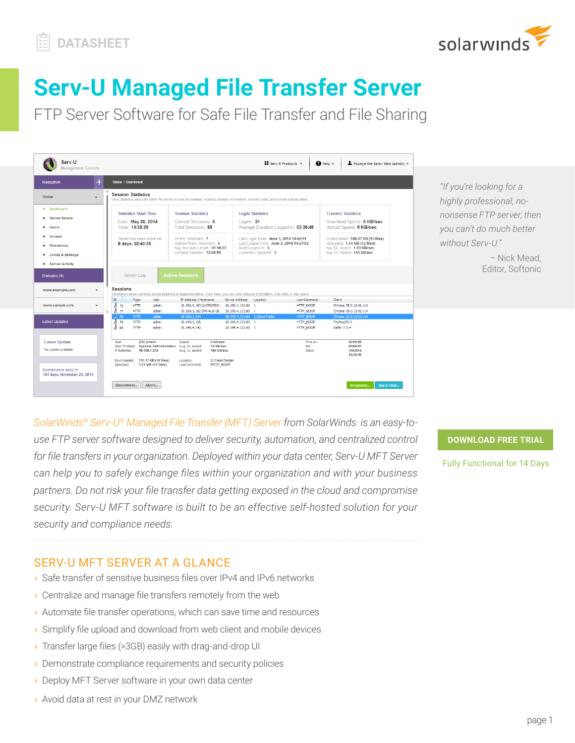DATASHEET

# Serv-U Managed File Transfer Server

## FTP Server Software for Safe File Transfer and File Sharing

*"If you're looking for a highly professional, no-nonsense FTP server, then you can't do much better without Serv-U."*

– Nick Mead, Editor, Softonic

*SolarWinds® Serv-U® Managed File Transfer (MFT) Server from SolarWinds is an easy-to-use FTP server software designed to deliver security, automation, and centralized control for file transfers in your organization. Deployed within your data center, Serv-U MFT Server can help you to safely exchange files within your organization and with your business partners. Do not risk your file transfer data getting exposed in the cloud and compromise security. Serv-U MFT software is built to be an effective self-hosted solution for your security and compliance needs.*

**DOWNLOAD FREE TRIAL**

Fully Functional for 14 Days

## SERV-U MFT SERVER AT A GLANCE

- Safe transfer of sensitive business files over IPv4 and IPv6 networks
- Centralize and manage file transfers remotely from the web
- Automate file transfer operations, which can save time and resources
- Simplify file upload and download from web client and mobile devices
- Transfer large files (>3GB) easily with drag-and-drop UI
- Demonstrate compliance requirements and security policies
- Deploy MFT Server software in your own data center
- Avoid data at rest in your DMZ network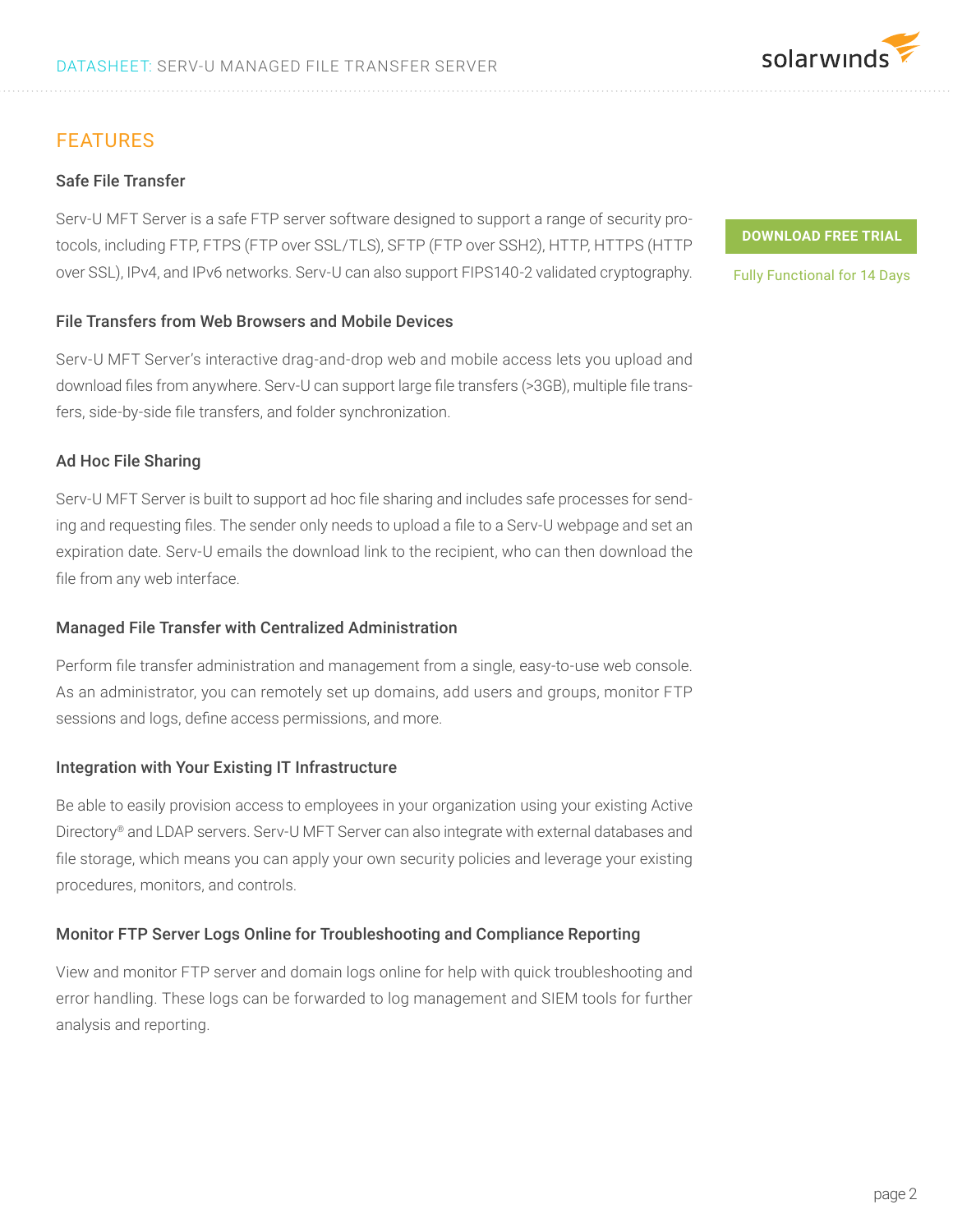## FEATURES

### Safe File Transfer

Serv-U MFT Server is a safe FTP server software designed to support a range of security protocols, including FTP, FTPS (FTP over SSL/TLS), SFTP (FTP over SSH2), HTTP, HTTPS (HTTP over SSL), IPv4, and IPv6 networks. Serv-U can also support FIPS140-2 validated cryptography.

**DOWNLOAD FREE TRIAL**

Fully Functional for 14 Days

### File Transfers from Web Browsers and Mobile Devices

Serv-U MFT Server's interactive drag-and-drop web and mobile access lets you upload and download files from anywhere. Serv-U can support large file transfers (>3GB), multiple file transfers, side-by-side file transfers, and folder synchronization.

### Ad Hoc File Sharing

Serv-U MFT Server is built to support ad hoc file sharing and includes safe processes for sending and requesting files. The sender only needs to upload a file to a Serv-U webpage and set an expiration date. Serv-U emails the download link to the recipient, who can then download the file from any web interface.

### Managed File Transfer with Centralized Administration

Perform file transfer administration and management from a single, easy-to-use web console. As an administrator, you can remotely set up domains, add users and groups, monitor FTP sessions and logs, define access permissions, and more.

### Integration with Your Existing IT Infrastructure

Be able to easily provision access to employees in your organization using your existing Active Directory® and LDAP servers. Serv-U MFT Server can also integrate with external databases and file storage, which means you can apply your own security policies and leverage your existing procedures, monitors, and controls.

### Monitor FTP Server Logs Online for Troubleshooting and Compliance Reporting

View and monitor FTP server and domain logs online for help with quick troubleshooting and error handling. These logs can be forwarded to log management and SIEM tools for further analysis and reporting.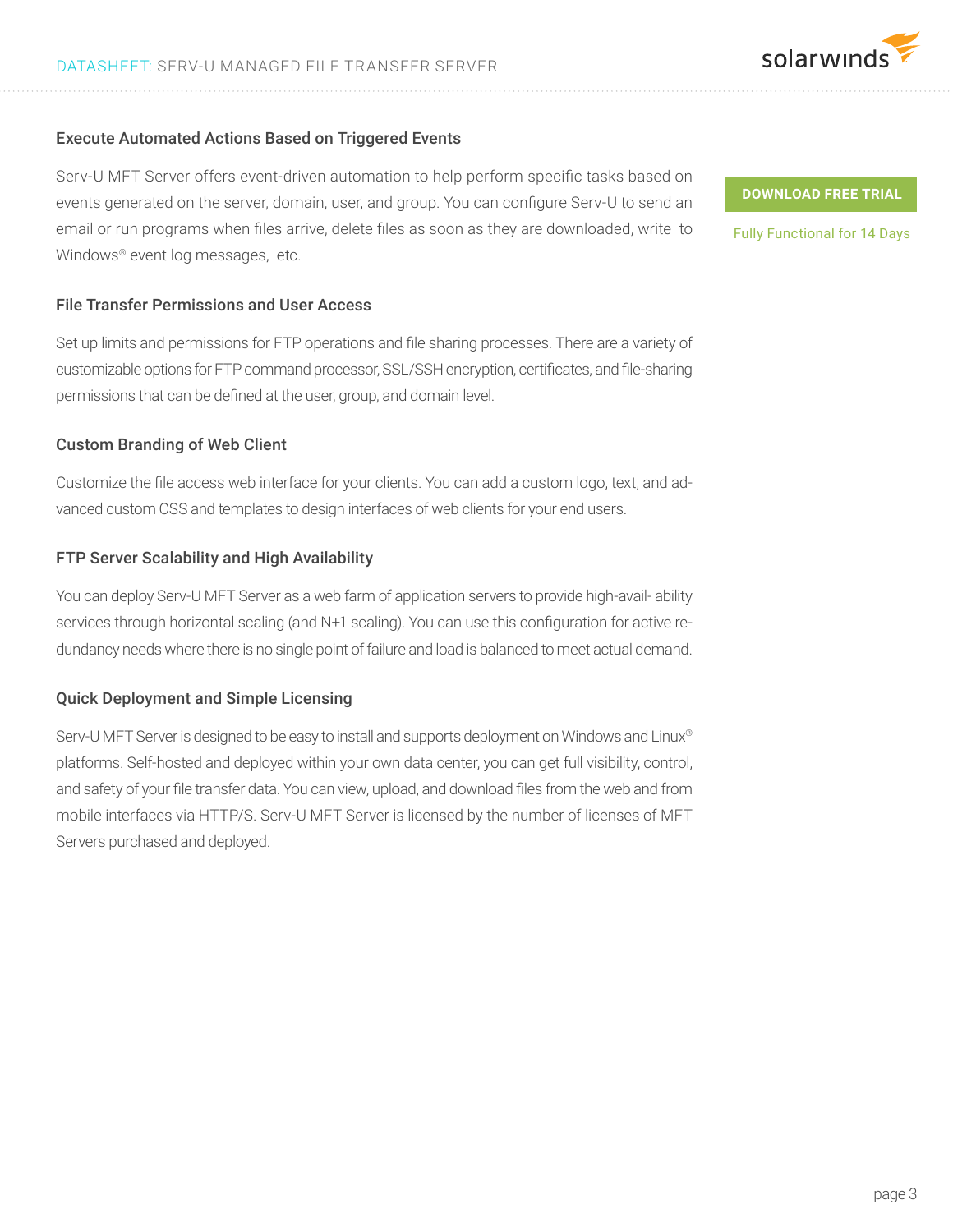### Execute Automated Actions Based on Triggered Events

Serv-U MFT Server offers event-driven automation to help perform specific tasks based on events generated on the server, domain, user, and group. You can configure Serv-U to send an email or run programs when files arrive, delete files as soon as they are downloaded, write to Windows® event log messages, etc.

**DOWNLOAD FREE TRIAL**

Fully Functional for 14 Days

### File Transfer Permissions and User Access

Set up limits and permissions for FTP operations and file sharing processes. There are a variety of customizable options for FTP command processor, SSL/SSH encryption, certificates, and file-sharing permissions that can be defined at the user, group, and domain level.

### Custom Branding of Web Client

Customize the file access web interface for your clients. You can add a custom logo, text, and advanced custom CSS and templates to design interfaces of web clients for your end users.

### FTP Server Scalability and High Availability

You can deploy Serv-U MFT Server as a web farm of application servers to provide high-availability services through horizontal scaling (and N+1 scaling). You can use this configuration for active redundancy needs where there is no single point of failure and load is balanced to meet actual demand.

### Quick Deployment and Simple Licensing

Serv-U MFT Server is designed to be easy to install and supports deployment on Windows and Linux® platforms. Self-hosted and deployed within your own data center, you can get full visibility, control, and safety of your file transfer data. You can view, upload, and download files from the web and from mobile interfaces via HTTP/S. Serv-U MFT Server is licensed by the number of licenses of MFT Servers purchased and deployed.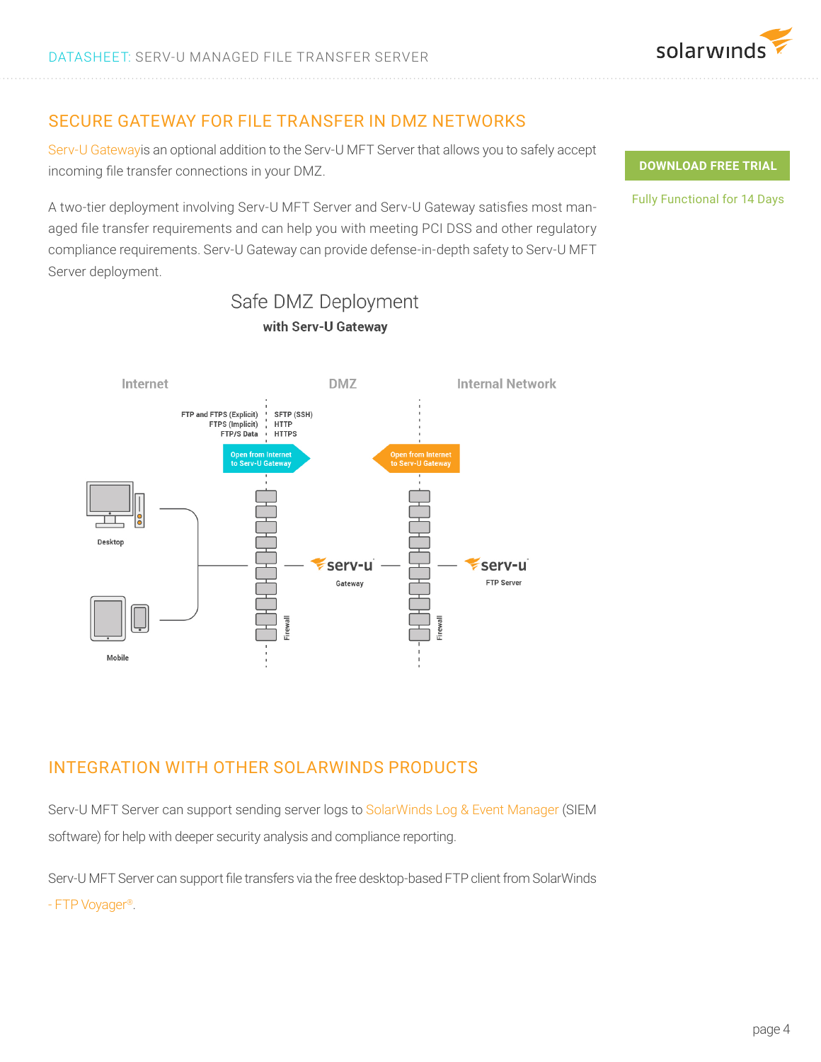## SECURE GATEWAY FOR FILE TRANSFER IN DMZ NETWORKS

Serv-U Gatewayis an optional addition to the Serv-U MFT Server that allows you to safely accept incoming file transfer connections in your DMZ.

A two-tier deployment involving Serv-U MFT Server and Serv-U Gateway satisfies most managed file transfer requirements and can help you with meeting PCI DSS and other regulatory compliance requirements. Serv-U Gateway can provide defense-in-depth safety to Serv-U MFT Server deployment.

**DOWNLOAD FREE TRIAL**

Fully Functional for 14 Days

Safe DMZ Deployment

**with Serv-U Gateway**

Internet | DMZ | Internal Network

FTP and FTPS (Explicit)
FTPS (Implicit)
FTP/S Data

SFTP (SSH)
HTTP
HTTPS

Open from Internet to Serv-U Gateway

Open from Internet to Serv-U Gateway

Desktop

Mobile

Firewall

serv-u Gateway

Firewall

serv-u FTP Server

## INTEGRATION WITH OTHER SOLARWINDS PRODUCTS

Serv-U MFT Server can support sending server logs to SolarWinds Log & Event Manager (SIEM software) for help with deeper security analysis and compliance reporting.

Serv-U MFT Server can support file transfers via the free desktop-based FTP client from SolarWinds - FTP Voyager®.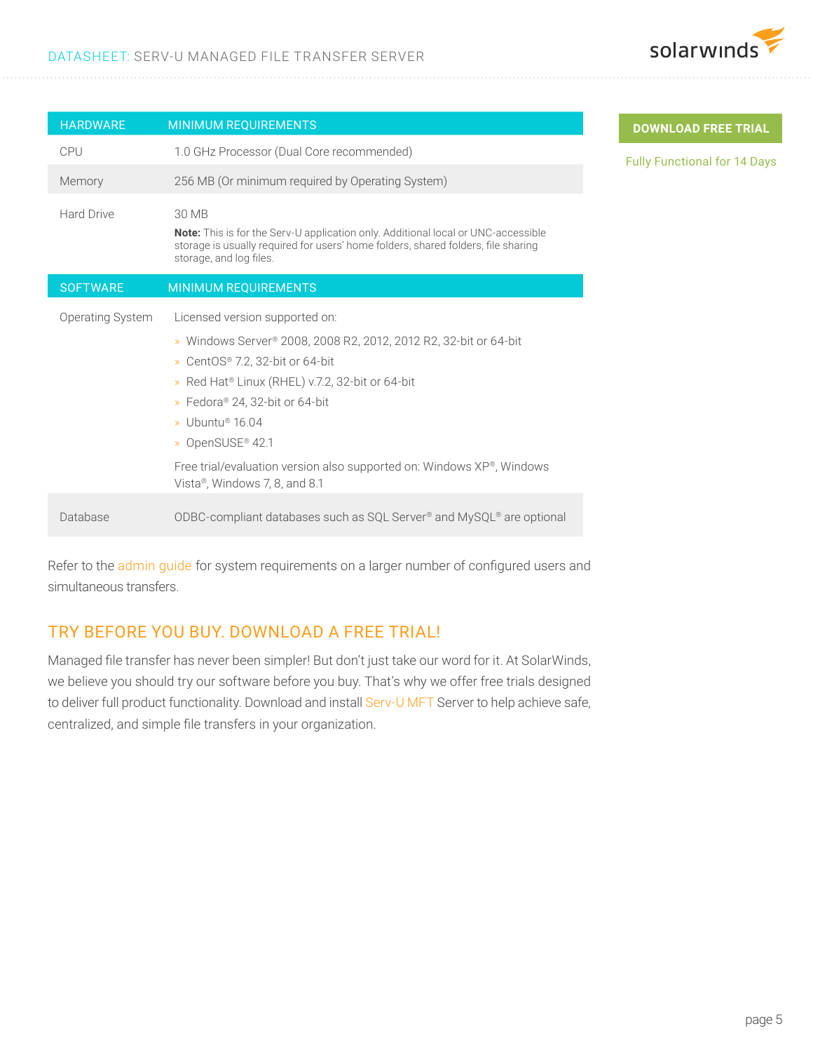| HARDWARE | MINIMUM REQUIREMENTS |
|---|---|
| CPU | 1.0 GHz Processor (Dual Core recommended) |
| Memory | 256 MB (Or minimum required by Operating System) |
| Hard Drive | 30 MB<br>**Note:** This is for the Serv-U application only. Additional local or UNC-accessible storage is usually required for users' home folders, shared folders, file sharing storage, and log files. |

| SOFTWARE | MINIMUM REQUIREMENTS |
|---|---|
| Operating System | Licensed version supported on:<br>» Windows Server® 2008, 2008 R2, 2012, 2012 R2, 32-bit or 64-bit<br>» CentOS® 7.2, 32-bit or 64-bit<br>» Red Hat® Linux (RHEL) v.7.2, 32-bit or 64-bit<br>» Fedora® 24, 32-bit or 64-bit<br>» Ubuntu® 16.04<br>» OpenSUSE® 42.1<br>Free trial/evaluation version also supported on: Windows XP®, Windows Vista®, Windows 7, 8, and 8.1 |
| Database | ODBC-compliant databases such as SQL Server® and MySQL® are optional |

Refer to the admin guide for system requirements on a larger number of configured users and simultaneous transfers.

**DOWNLOAD FREE TRIAL**

Fully Functional for 14 Days

## TRY BEFORE YOU BUY. DOWNLOAD A FREE TRIAL!

Managed file transfer has never been simpler! But don't just take our word for it. At SolarWinds, we believe you should try our software before you buy. That's why we offer free trials designed to deliver full product functionality. Download and install Serv-U MFT Server to help achieve safe, centralized, and simple file transfers in your organization.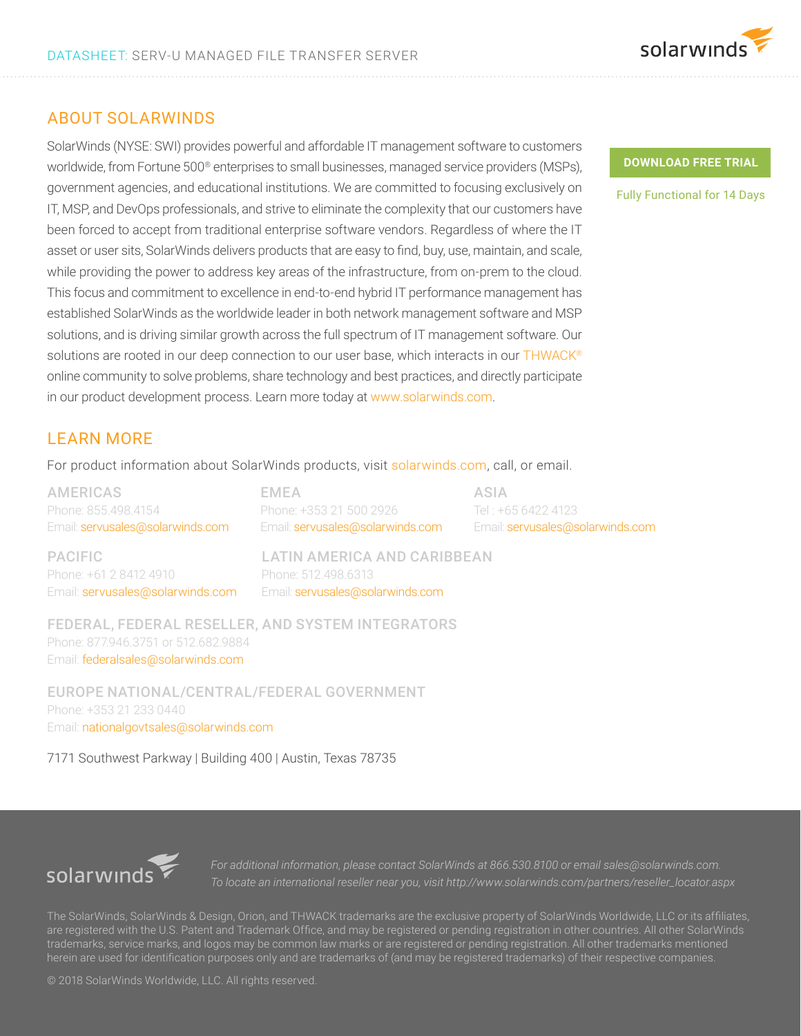## ABOUT SOLARWINDS

SolarWinds (NYSE: SWI) provides powerful and affordable IT management software to customers worldwide, from Fortune 500® enterprises to small businesses, managed service providers (MSPs), government agencies, and educational institutions. We are committed to focusing exclusively on IT, MSP, and DevOps professionals, and strive to eliminate the complexity that our customers have been forced to accept from traditional enterprise software vendors. Regardless of where the IT asset or user sits, SolarWinds delivers products that are easy to find, buy, use, maintain, and scale, while providing the power to address key areas of the infrastructure, from on-prem to the cloud. This focus and commitment to excellence in end-to-end hybrid IT performance management has established SolarWinds as the worldwide leader in both network management software and MSP solutions, and is driving similar growth across the full spectrum of IT management software. Our solutions are rooted in our deep connection to our user base, which interacts in our THWACK® online community to solve problems, share technology and best practices, and directly participate in our product development process. Learn more today at www.solarwinds.com.

**DOWNLOAD FREE TRIAL**

Fully Functional for 14 Days

## LEARN MORE

For product information about SolarWinds products, visit solarwinds.com, call, or email.

**AMERICAS**
Phone: 855.498.4154
Email: servusales@solarwinds.com

**EMEA**
Phone: +353 21 500 2926
Email: servusales@solarwinds.com

**ASIA**
Tel : +65 6422 4123
Email: servusales@solarwinds.com

**PACIFIC**
Phone: +61 2 8412 4910
Email: servusales@solarwinds.com

**LATIN AMERICA AND CARIBBEAN**
Phone: 512.498.6313
Email: servusales@solarwinds.com

**FEDERAL, FEDERAL RESELLER, AND SYSTEM INTEGRATORS**
Phone: 877.946.3751 or 512.682.9884
Email: federalsales@solarwinds.com

**EUROPE NATIONAL/CENTRAL/FEDERAL GOVERNMENT**
Phone: +353 21 233 0440
Email: nationalgovtsales@solarwinds.com

7171 Southwest Parkway | Building 400 | Austin, Texas 78735

*For additional information, please contact SolarWinds at 866.530.8100 or email sales@solarwinds.com. To locate an international reseller near you, visit http://www.solarwinds.com/partners/reseller_locator.aspx*

The SolarWinds, SolarWinds & Design, Orion, and THWACK trademarks are the exclusive property of SolarWinds Worldwide, LLC or its affiliates, are registered with the U.S. Patent and Trademark Office, and may be registered or pending registration in other countries. All other SolarWinds trademarks, service marks, and logos may be common law marks or are registered or pending registration. All other trademarks mentioned herein are used for identification purposes only and are trademarks of (and may be registered trademarks) of their respective companies.

© 2018 SolarWinds Worldwide, LLC. All rights reserved.